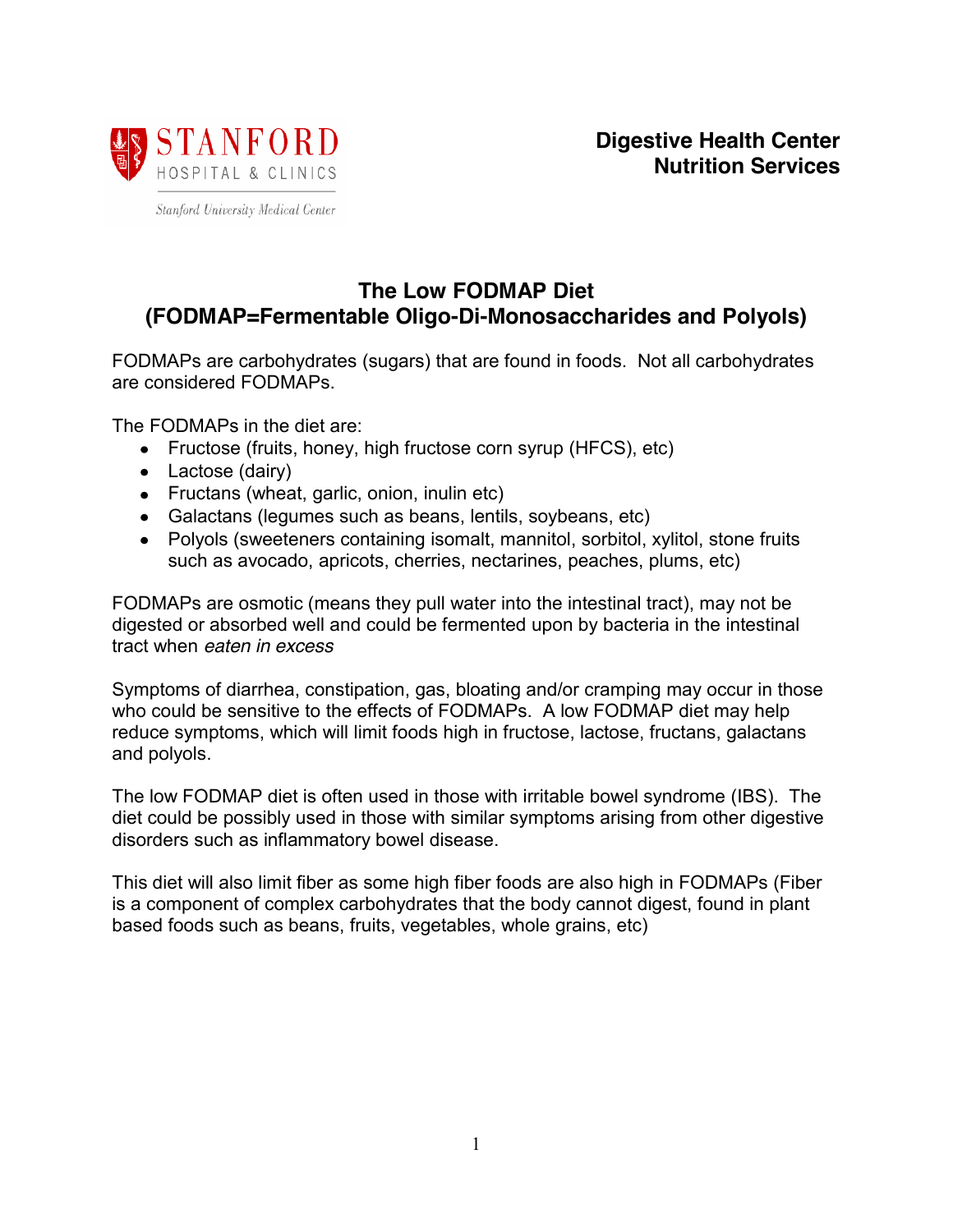STANFORD HOSPITAL & CLINICS

Stanford University Medical Center

**Digestive Health Center**
**Nutrition Services**

# The Low FODMAP Diet
## (FODMAP=Fermentable Oligo-Di-Monosaccharides and Polyols)

FODMAPs are carbohydrates (sugars) that are found in foods. Not all carbohydrates are considered FODMAPs.

The FODMAPs in the diet are:

- Fructose (fruits, honey, high fructose corn syrup (HFCS), etc)
- Lactose (dairy)
- Fructans (wheat, garlic, onion, inulin etc)
- Galactans (legumes such as beans, lentils, soybeans, etc)
- Polyols (sweeteners containing isomalt, mannitol, sorbitol, xylitol, stone fruits such as avocado, apricots, cherries, nectarines, peaches, plums, etc)

FODMAPs are osmotic (means they pull water into the intestinal tract), may not be digested or absorbed well and could be fermented upon by bacteria in the intestinal tract when *eaten in excess*

Symptoms of diarrhea, constipation, gas, bloating and/or cramping may occur in those who could be sensitive to the effects of FODMAPs. A low FODMAP diet may help reduce symptoms, which will limit foods high in fructose, lactose, fructans, galactans and polyols.

The low FODMAP diet is often used in those with irritable bowel syndrome (IBS). The diet could be possibly used in those with similar symptoms arising from other digestive disorders such as inflammatory bowel disease.

This diet will also limit fiber as some high fiber foods are also high in FODMAPs (Fiber is a component of complex carbohydrates that the body cannot digest, found in plant based foods such as beans, fruits, vegetables, whole grains, etc)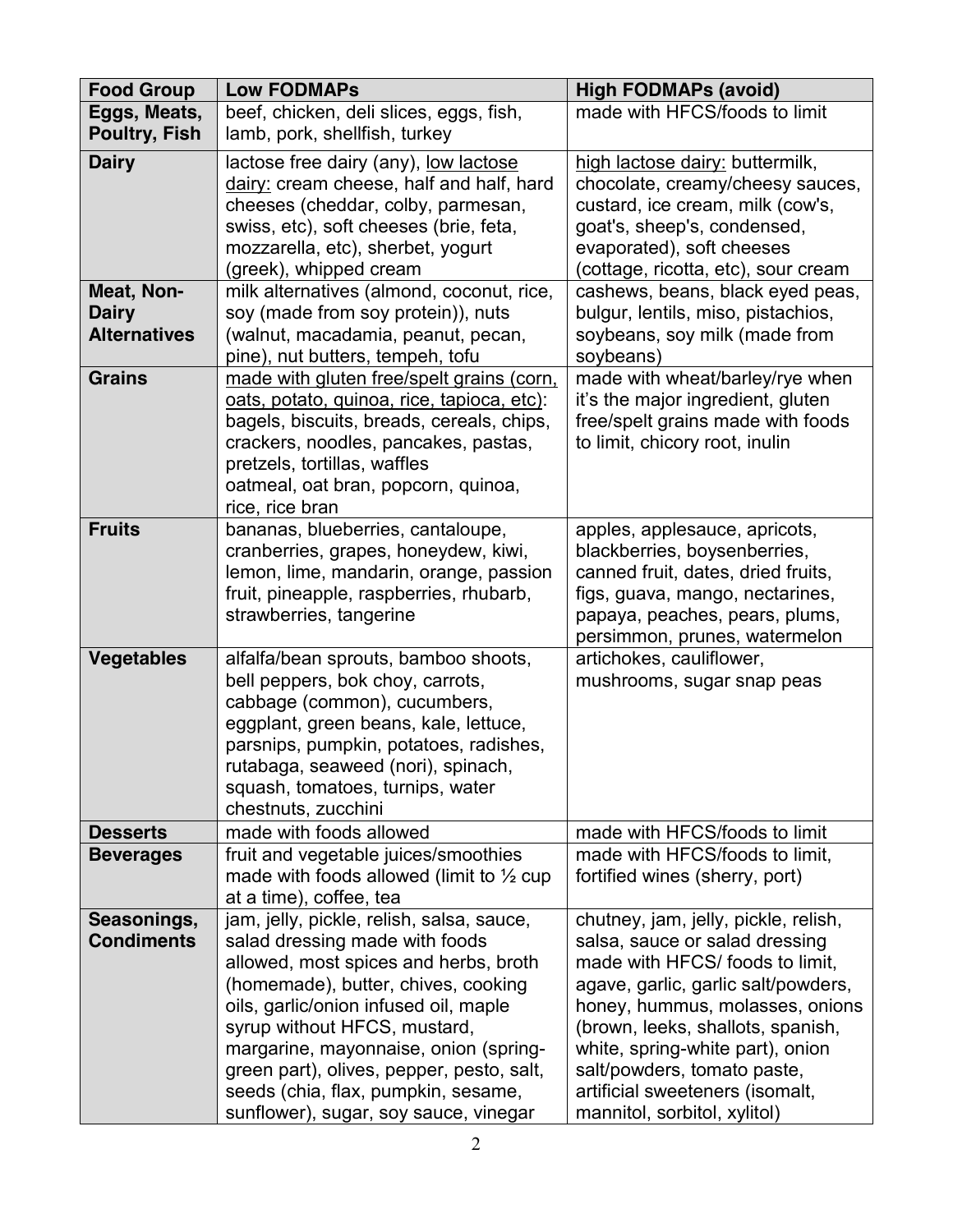| Food Group | Low FODMAPs | High FODMAPs (avoid) |
|---|---|---|
| **Eggs, Meats, Poultry, Fish** | beef, chicken, deli slices, eggs, fish, lamb, pork, shellfish, turkey | made with HFCS/foods to limit |
| **Dairy** | lactose free dairy (any), low lactose dairy: cream cheese, half and half, hard cheeses (cheddar, colby, parmesan, swiss, etc), soft cheeses (brie, feta, mozzarella, etc), sherbet, yogurt (greek), whipped cream | high lactose dairy: buttermilk, chocolate, creamy/cheesy sauces, custard, ice cream, milk (cow's, goat's, sheep's, condensed, evaporated), soft cheeses (cottage, ricotta, etc), sour cream |
| **Meat, Non-Dairy Alternatives** | milk alternatives (almond, coconut, rice, soy (made from soy protein)), nuts (walnut, macadamia, peanut, pecan, pine), nut butters, tempeh, tofu | cashews, beans, black eyed peas, bulgur, lentils, miso, pistachios, soybeans, soy milk (made from soybeans) |
| **Grains** | made with gluten free/spelt grains (corn, oats, potato, quinoa, rice, tapioca, etc): bagels, biscuits, breads, cereals, chips, crackers, noodles, pancakes, pastas, pretzels, tortillas, waffles<br>oatmeal, oat bran, popcorn, quinoa, rice, rice bran | made with wheat/barley/rye when it's the major ingredient, gluten free/spelt grains made with foods to limit, chicory root, inulin |
| **Fruits** | bananas, blueberries, cantaloupe, cranberries, grapes, honeydew, kiwi, lemon, lime, mandarin, orange, passion fruit, pineapple, raspberries, rhubarb, strawberries, tangerine | apples, applesauce, apricots, blackberries, boysenberries, canned fruit, dates, dried fruits, figs, guava, mango, nectarines, papaya, peaches, pears, plums, persimmon, prunes, watermelon |
| **Vegetables** | alfalfa/bean sprouts, bamboo shoots, bell peppers, bok choy, carrots, cabbage (common), cucumbers, eggplant, green beans, kale, lettuce, parsnips, pumpkin, potatoes, radishes, rutabaga, seaweed (nori), spinach, squash, tomatoes, turnips, water chestnuts, zucchini | artichokes, cauliflower, mushrooms, sugar snap peas |
| **Desserts** | made with foods allowed | made with HFCS/foods to limit |
| **Beverages** | fruit and vegetable juices/smoothies made with foods allowed (limit to ½ cup at a time), coffee, tea | made with HFCS/foods to limit, fortified wines (sherry, port) |
| **Seasonings, Condiments** | jam, jelly, pickle, relish, salsa, sauce, salad dressing made with foods allowed, most spices and herbs, broth (homemade), butter, chives, cooking oils, garlic/onion infused oil, maple syrup without HFCS, mustard, margarine, mayonnaise, onion (spring-green part), olives, pepper, pesto, salt, seeds (chia, flax, pumpkin, sesame, sunflower), sugar, soy sauce, vinegar | chutney, jam, jelly, pickle, relish, salsa, sauce or salad dressing made with HFCS/ foods to limit, agave, garlic, garlic salt/powders, honey, hummus, molasses, onions (brown, leeks, shallots, spanish, white, spring-white part), onion salt/powders, tomato paste, artificial sweeteners (isomalt, mannitol, sorbitol, xylitol) |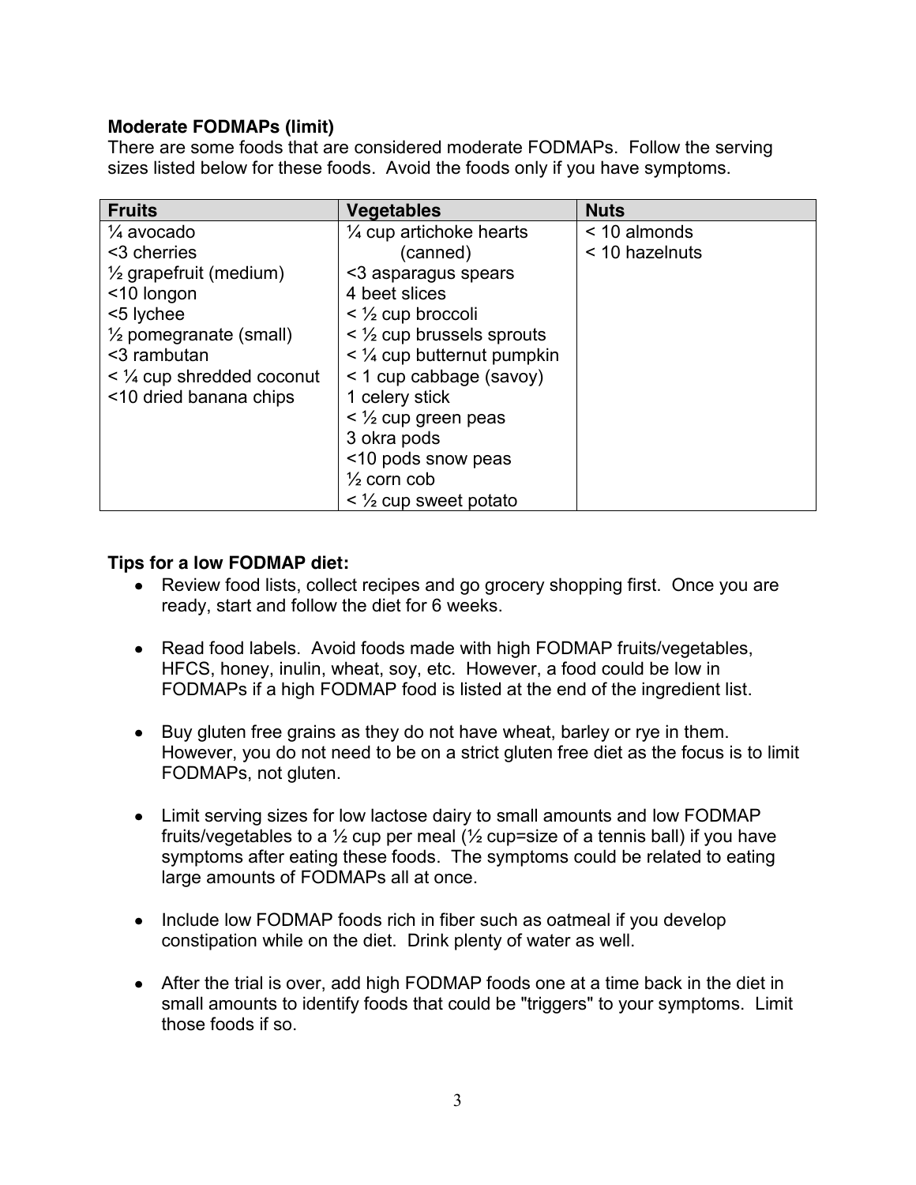**Moderate FODMAPs (limit)**

There are some foods that are considered moderate FODMAPs. Follow the serving sizes listed below for these foods. Avoid the foods only if you have symptoms.

| Fruits | Vegetables | Nuts |
|---|---|---|
| ¼ avocado | ¼ cup artichoke hearts (canned) | < 10 almonds |
| <3 cherries | <3 asparagus spears | < 10 hazelnuts |
| ½ grapefruit (medium) | 4 beet slices | |
| <10 longon | < ½ cup broccoli | |
| <5 lychee | < ½ cup brussels sprouts | |
| ½ pomegranate (small) | < ¼ cup butternut pumpkin | |
| <3 rambutan | < 1 cup cabbage (savoy) | |
| < ¼ cup shredded coconut | 1 celery stick | |
| <10 dried banana chips | < ½ cup green peas | |
| | 3 okra pods | |
| | <10 pods snow peas | |
| | ½ corn cob | |
| | < ½ cup sweet potato | |

**Tips for a low FODMAP diet:**

- Review food lists, collect recipes and go grocery shopping first. Once you are ready, start and follow the diet for 6 weeks.

- Read food labels. Avoid foods made with high FODMAP fruits/vegetables, HFCS, honey, inulin, wheat, soy, etc. However, a food could be low in FODMAPs if a high FODMAP food is listed at the end of the ingredient list.

- Buy gluten free grains as they do not have wheat, barley or rye in them. However, you do not need to be on a strict gluten free diet as the focus is to limit FODMAPs, not gluten.

- Limit serving sizes for low lactose dairy to small amounts and low FODMAP fruits/vegetables to a ½ cup per meal (½ cup=size of a tennis ball) if you have symptoms after eating these foods. The symptoms could be related to eating large amounts of FODMAPs all at once.

- Include low FODMAP foods rich in fiber such as oatmeal if you develop constipation while on the diet. Drink plenty of water as well.

- After the trial is over, add high FODMAP foods one at a time back in the diet in small amounts to identify foods that could be "triggers" to your symptoms. Limit those foods if so.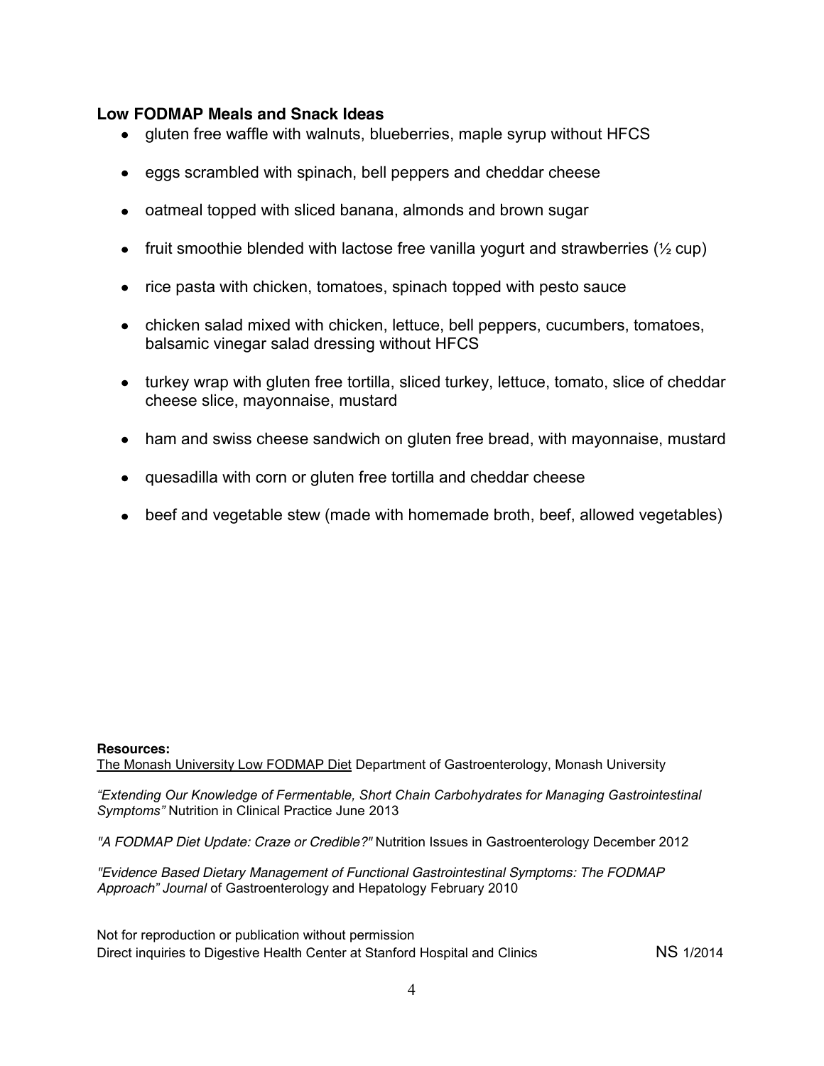### Low FODMAP Meals and Snack Ideas

- gluten free waffle with walnuts, blueberries, maple syrup without HFCS
- eggs scrambled with spinach, bell peppers and cheddar cheese
- oatmeal topped with sliced banana, almonds and brown sugar
- fruit smoothie blended with lactose free vanilla yogurt and strawberries (½ cup)
- rice pasta with chicken, tomatoes, spinach topped with pesto sauce
- chicken salad mixed with chicken, lettuce, bell peppers, cucumbers, tomatoes, balsamic vinegar salad dressing without HFCS
- turkey wrap with gluten free tortilla, sliced turkey, lettuce, tomato, slice of cheddar cheese slice, mayonnaise, mustard
- ham and swiss cheese sandwich on gluten free bread, with mayonnaise, mustard
- quesadilla with corn or gluten free tortilla and cheddar cheese
- beef and vegetable stew (made with homemade broth, beef, allowed vegetables)

**Resources:**

The Monash University Low FODMAP Diet Department of Gastroenterology, Monash University

*"Extending Our Knowledge of Fermentable, Short Chain Carbohydrates for Managing Gastrointestinal Symptoms"* Nutrition in Clinical Practice June 2013

*"A FODMAP Diet Update: Craze or Credible?"* Nutrition Issues in Gastroenterology December 2012

*"Evidence Based Dietary Management of Functional Gastrointestinal Symptoms: The FODMAP Approach" Journal* of Gastroenterology and Hepatology February 2010

Not for reproduction or publication without permission
Direct inquiries to Digestive Health Center at Stanford Hospital and Clinics NS 1/2014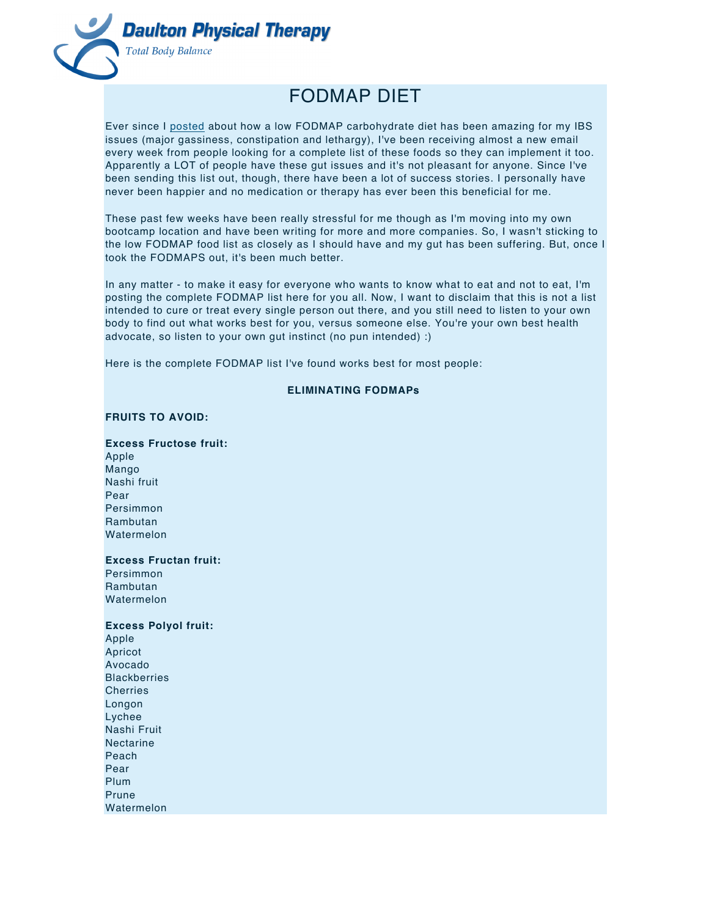Daulton Physical Therapy

*Total Body Balance*

# FODMAP DIET

Ever since I posted about how a low FODMAP carbohydrate diet has been amazing for my IBS issues (major gassiness, constipation and lethargy), I've been receiving almost a new email every week from people looking for a complete list of these foods so they can implement it too. Apparently a LOT of people have these gut issues and it's not pleasant for anyone. Since I've been sending this list out, though, there have been a lot of success stories. I personally have never been happier and no medication or therapy has ever been this beneficial for me.

These past few weeks have been really stressful for me though as I'm moving into my own bootcamp location and have been writing for more and more companies. So, I wasn't sticking to the low FODMAP food list as closely as I should have and my gut has been suffering. But, once I took the FODMAPS out, it's been much better.

In any matter - to make it easy for everyone who wants to know what to eat and not to eat, I'm posting the complete FODMAP list here for you all. Now, I want to disclaim that this is not a list intended to cure or treat every single person out there, and you still need to listen to your own body to find out what works best for you, versus someone else. You're your own best health advocate, so listen to your own gut instinct (no pun intended) :)

Here is the complete FODMAP list I've found works best for most people:

**ELIMINATING FODMAPs**

**FRUITS TO AVOID:**

**Excess Fructose fruit:**
Apple
Mango
Nashi fruit
Pear
Persimmon
Rambutan
Watermelon

**Excess Fructan fruit:**
Persimmon
Rambutan
Watermelon

**Excess Polyol fruit:**
Apple
Apricot
Avocado
Blackberries
Cherries
Longon
Lychee
Nashi Fruit
Nectarine
Peach
Pear
Plum
Prune
Watermelon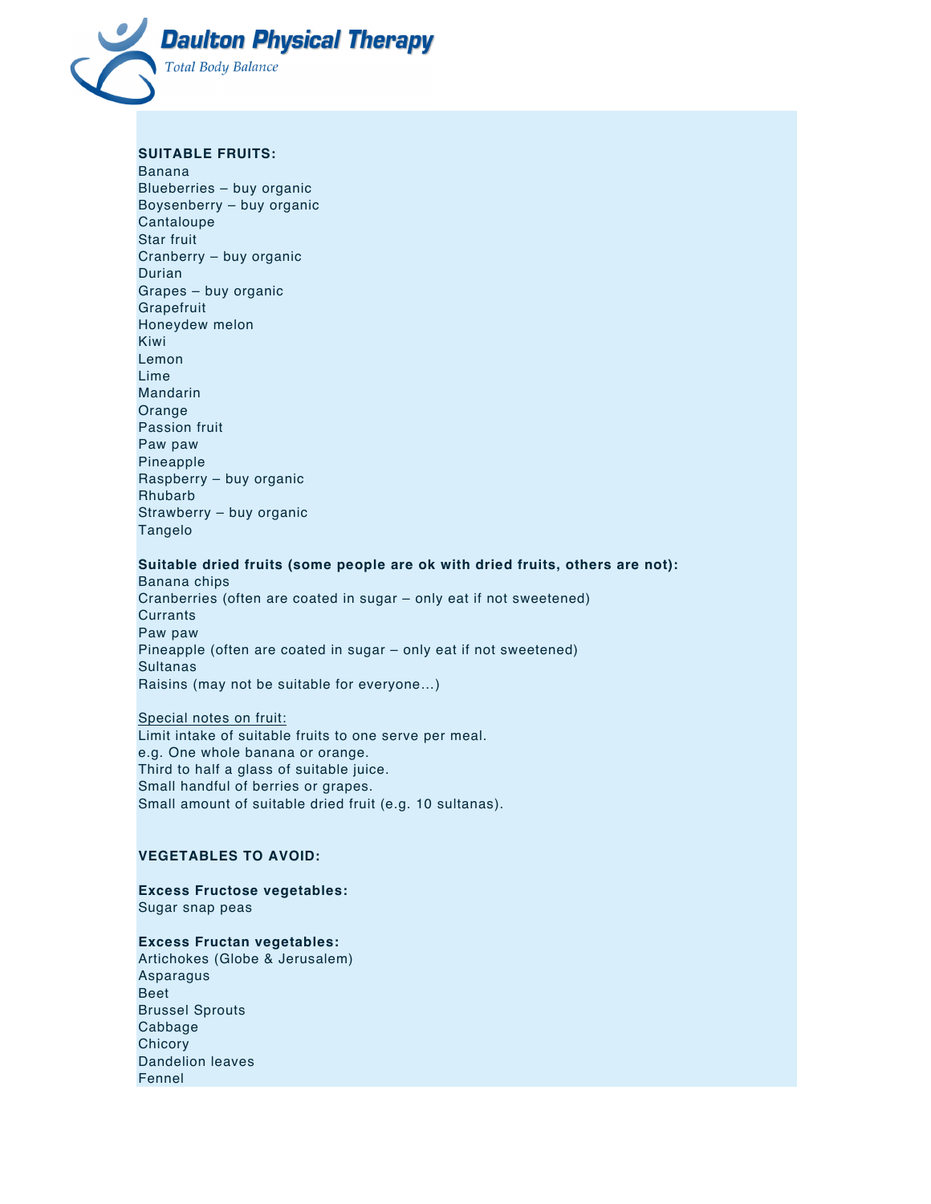**SUITABLE FRUITS:**

Banana
Blueberries – buy organic
Boysenberry – buy organic
Cantaloupe
Star fruit
Cranberry – buy organic
Durian
Grapes – buy organic
Grapefruit
Honeydew melon
Kiwi
Lemon
Lime
Mandarin
Orange
Passion fruit
Paw paw
Pineapple
Raspberry – buy organic
Rhubarb
Strawberry – buy organic
Tangelo

**Suitable dried fruits (some people are ok with dried fruits, others are not):**

Banana chips
Cranberries (often are coated in sugar – only eat if not sweetened)
Currants
Paw paw
Pineapple (often are coated in sugar – only eat if not sweetened)
Sultanas
Raisins (may not be suitable for everyone…)

Special notes on fruit:

Limit intake of suitable fruits to one serve per meal.
e.g. One whole banana or orange.
Third to half a glass of suitable juice.
Small handful of berries or grapes.
Small amount of suitable dried fruit (e.g. 10 sultanas).

**VEGETABLES TO AVOID:**

**Excess Fructose vegetables:**

Sugar snap peas

**Excess Fructan vegetables:**

Artichokes (Globe & Jerusalem)
Asparagus
Beet
Brussel Sprouts
Cabbage
Chicory
Dandelion leaves
Fennel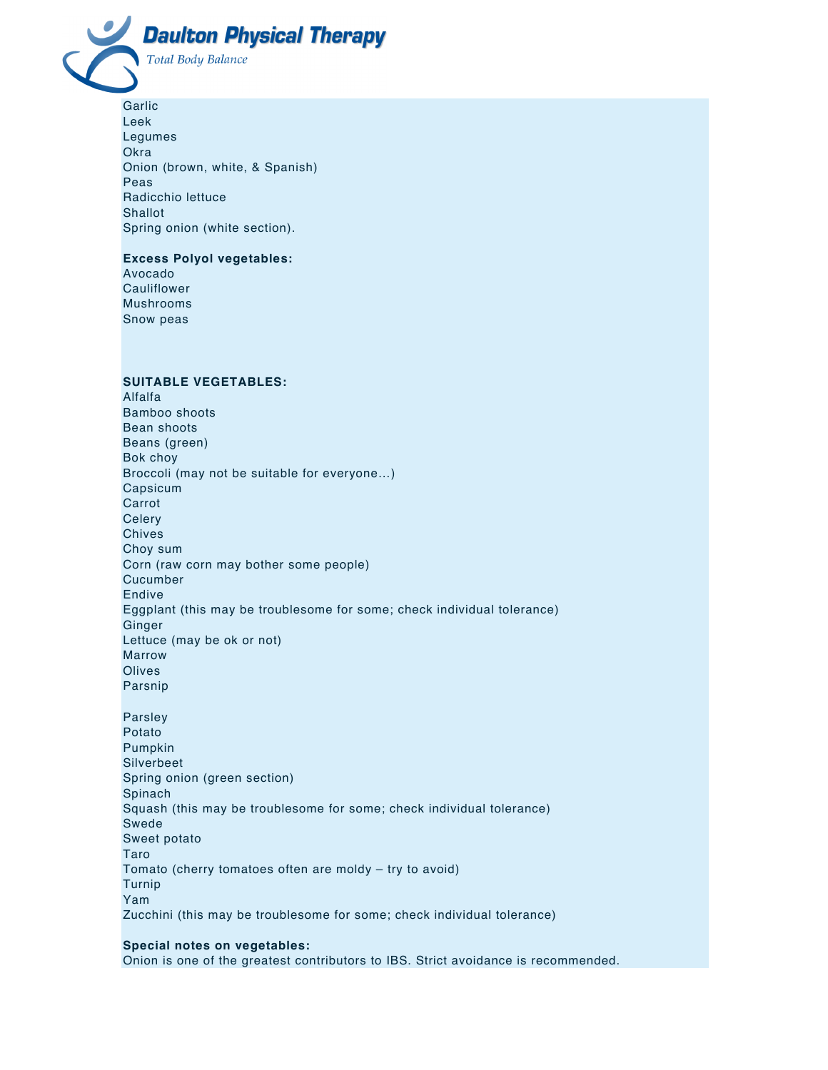Garlic
Leek
Legumes
Okra
Onion (brown, white, & Spanish)
Peas
Radicchio lettuce
Shallot
Spring onion (white section).

**Excess Polyol vegetables:**
Avocado
Cauliflower
Mushrooms
Snow peas

**SUITABLE VEGETABLES:**
Alfalfa
Bamboo shoots
Bean shoots
Beans (green)
Bok choy
Broccoli (may not be suitable for everyone…)
Capsicum
Carrot
Celery
Chives
Choy sum
Corn (raw corn may bother some people)
Cucumber
Endive
Eggplant (this may be troublesome for some; check individual tolerance)
Ginger
Lettuce (may be ok or not)
Marrow
Olives
Parsnip

Parsley
Potato
Pumpkin
Silverbeet
Spring onion (green section)
Spinach
Squash (this may be troublesome for some; check individual tolerance)
Swede
Sweet potato
Taro
Tomato (cherry tomatoes often are moldy – try to avoid)
Turnip
Yam
Zucchini (this may be troublesome for some; check individual tolerance)

**Special notes on vegetables:**
Onion is one of the greatest contributors to IBS. Strict avoidance is recommended.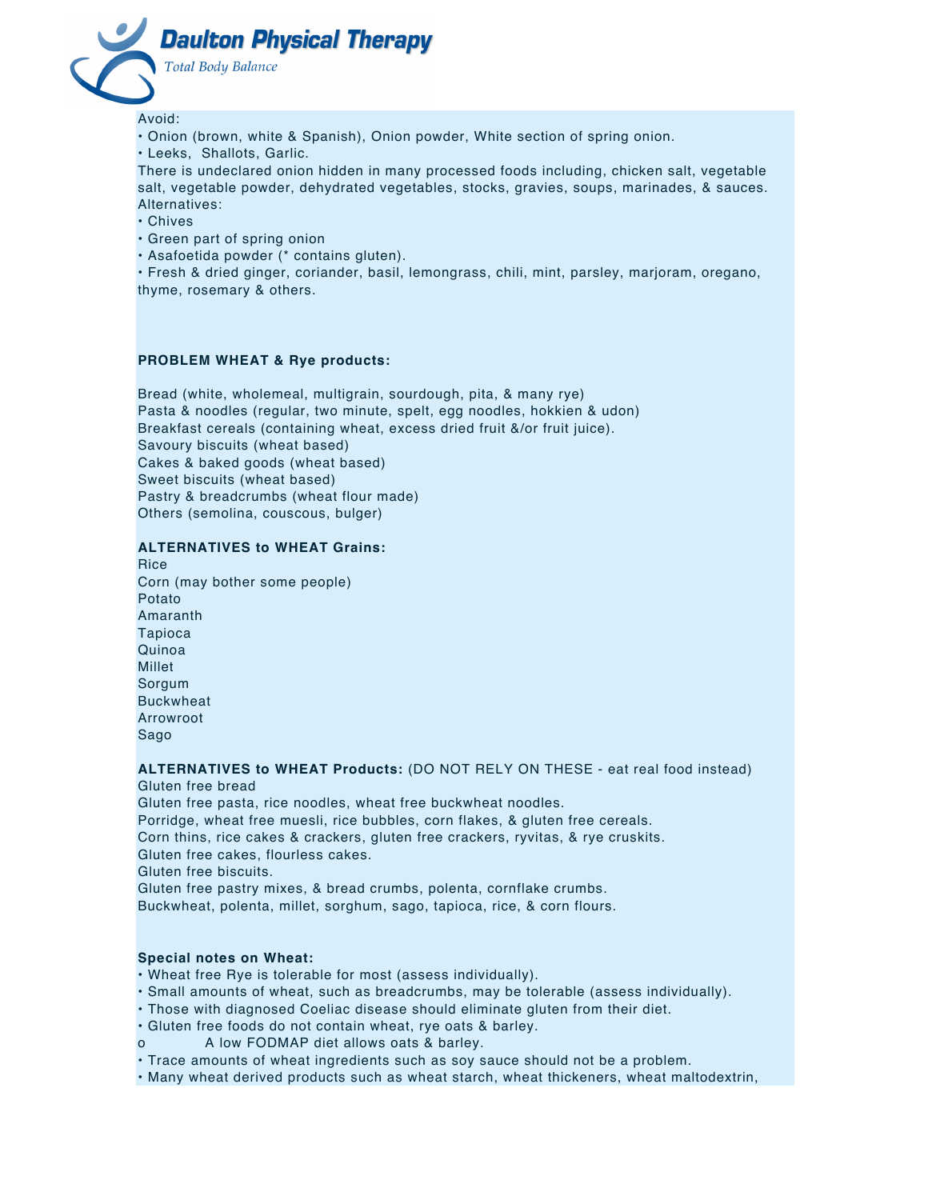Avoid:

- Onion (brown, white & Spanish), Onion powder, White section of spring onion.
- Leeks, Shallots, Garlic.

There is undeclared onion hidden in many processed foods including, chicken salt, vegetable salt, vegetable powder, dehydrated vegetables, stocks, gravies, soups, marinades, & sauces.

Alternatives:

- Chives
- Green part of spring onion
- Asafoetida powder (* contains gluten).
- Fresh & dried ginger, coriander, basil, lemongrass, chili, mint, parsley, marjoram, oregano, thyme, rosemary & others.

**PROBLEM WHEAT & Rye products:**

Bread (white, wholemeal, multigrain, sourdough, pita, & many rye)
Pasta & noodles (regular, two minute, spelt, egg noodles, hokkien & udon)
Breakfast cereals (containing wheat, excess dried fruit &/or fruit juice).
Savoury biscuits (wheat based)
Cakes & baked goods (wheat based)
Sweet biscuits (wheat based)
Pastry & breadcrumbs (wheat flour made)
Others (semolina, couscous, bulger)

**ALTERNATIVES to WHEAT Grains:**
Rice
Corn (may bother some people)
Potato
Amaranth
Tapioca
Quinoa
Millet
Sorgum
Buckwheat
Arrowroot
Sago

**ALTERNATIVES to WHEAT Products:** (DO NOT RELY ON THESE - eat real food instead)
Gluten free bread
Gluten free pasta, rice noodles, wheat free buckwheat noodles.
Porridge, wheat free muesli, rice bubbles, corn flakes, & gluten free cereals.
Corn thins, rice cakes & crackers, gluten free crackers, ryvitas, & rye cruskits.
Gluten free cakes, flourless cakes.
Gluten free biscuits.
Gluten free pastry mixes, & bread crumbs, polenta, cornflake crumbs.
Buckwheat, polenta, millet, sorghum, sago, tapioca, rice, & corn flours.

**Special notes on Wheat:**

- Wheat free Rye is tolerable for most (assess individually).
- Small amounts of wheat, such as breadcrumbs, may be tolerable (assess individually).
- Those with diagnosed Coeliac disease should eliminate gluten from their diet.
- Gluten free foods do not contain wheat, rye oats & barley.
    - A low FODMAP diet allows oats & barley.
- Trace amounts of wheat ingredients such as soy sauce should not be a problem.
- Many wheat derived products such as wheat starch, wheat thickeners, wheat maltodextrin,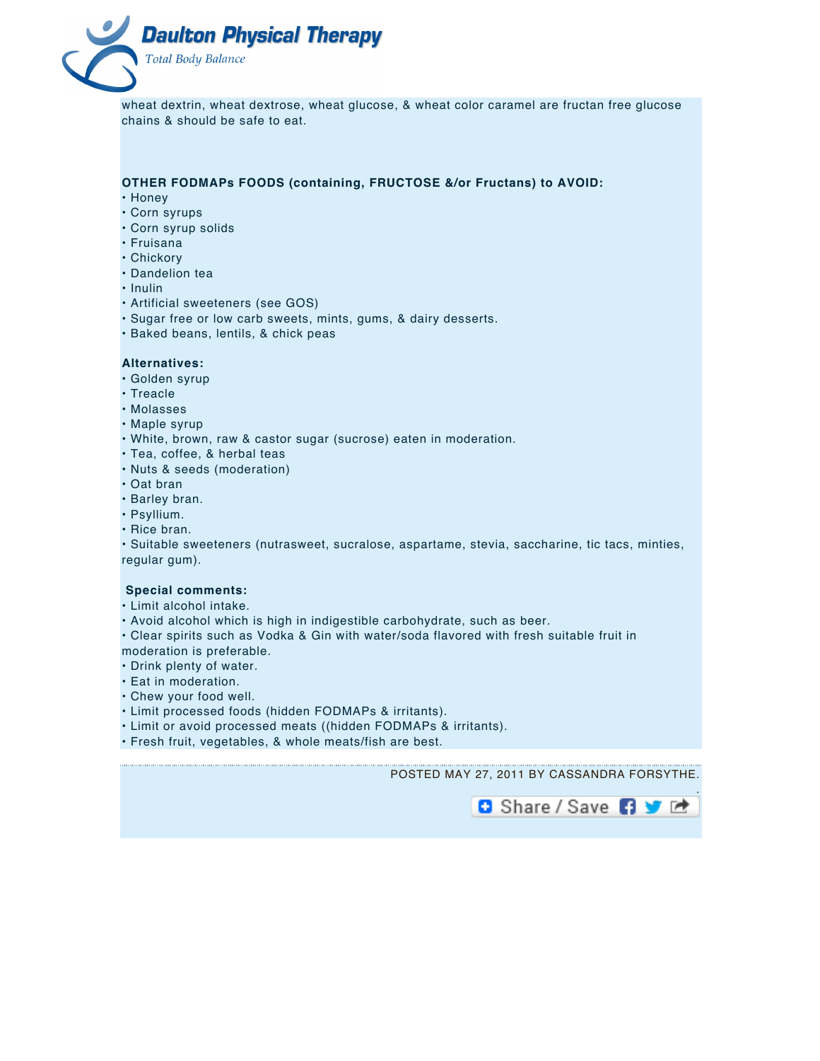wheat dextrin, wheat dextrose, wheat glucose, & wheat color caramel are fructan free glucose chains & should be safe to eat.

**OTHER FODMAPs FOODS (containing, FRUCTOSE &/or Fructans) to AVOID:**

- Honey
- Corn syrups
- Corn syrup solids
- Fruisana
- Chickory
- Dandelion tea
- Inulin
- Artificial sweeteners (see GOS)
- Sugar free or low carb sweets, mints, gums, & dairy desserts.
- Baked beans, lentils, & chick peas

**Alternatives:**

- Golden syrup
- Treacle
- Molasses
- Maple syrup
- White, brown, raw & castor sugar (sucrose) eaten in moderation.
- Tea, coffee, & herbal teas
- Nuts & seeds (moderation)
- Oat bran
- Barley bran.
- Psyllium.
- Rice bran.
- Suitable sweeteners (nutrasweet, sucralose, aspartame, stevia, saccharine, tic tacs, minties, regular gum).

**Special comments:**

- Limit alcohol intake.
- Avoid alcohol which is high in indigestible carbohydrate, such as beer.
- Clear spirits such as Vodka & Gin with water/soda flavored with fresh suitable fruit in moderation is preferable.
- Drink plenty of water.
- Eat in moderation.
- Chew your food well.
- Limit processed foods (hidden FODMAPs & irritants).
- Limit or avoid processed meats ((hidden FODMAPs & irritants).
- Fresh fruit, vegetables, & whole meats/fish are best.

POSTED MAY 27, 2011 BY CASSANDRA FORSYTHE.